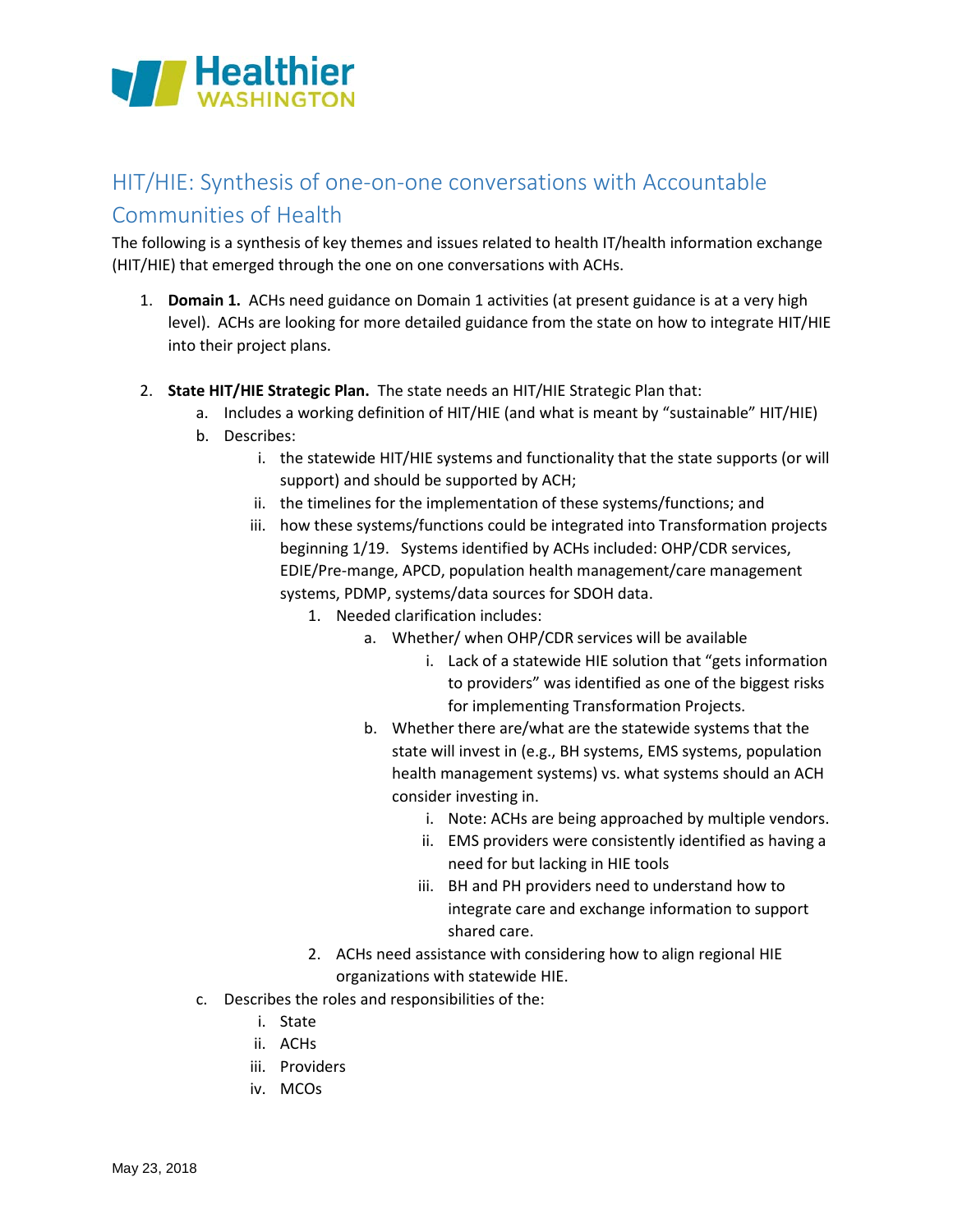# HIT/HIE: Synthesis of one-on-one conversations with Accountable Communities of Health

The following is a synthesis of key themes and issues related to health IT/health information exchange (HIT/HIE) that emerged through the one on one conversations with ACHs.

1. **Domain 1.** ACHs need guidance on Domain 1 activities (at present guidance is at a very high level). ACHs are looking for more detailed guidance from the state on how to integrate HIT/HIE into their project plans.

2. **State HIT/HIE Strategic Plan.** The state needs an HIT/HIE Strategic Plan that:
   a. Includes a working definition of HIT/HIE (and what is meant by "sustainable" HIT/HIE)
   b. Describes:
      i. the statewide HIT/HIE systems and functionality that the state supports (or will support) and should be supported by ACH;
      ii. the timelines for the implementation of these systems/functions; and
      iii. how these systems/functions could be integrated into Transformation projects beginning 1/19. Systems identified by ACHs included: OHP/CDR services, EDIE/Pre-mange, APCD, population health management/care management systems, PDMP, systems/data sources for SDOH data.
         1. Needed clarification includes:
            a. Whether/ when OHP/CDR services will be available
               i. Lack of a statewide HIE solution that "gets information to providers" was identified as one of the biggest risks for implementing Transformation Projects.
            b. Whether there are/what are the statewide systems that the state will invest in (e.g., BH systems, EMS systems, population health management systems) vs. what systems should an ACH consider investing in.
               i. Note: ACHs are being approached by multiple vendors.
               ii. EMS providers were consistently identified as having a need for but lacking in HIE tools
               iii. BH and PH providers need to understand how to integrate care and exchange information to support shared care.
         2. ACHs need assistance with considering how to align regional HIE organizations with statewide HIE.
   c. Describes the roles and responsibilities of the:
      i. State
      ii. ACHs
      iii. Providers
      iv. MCOs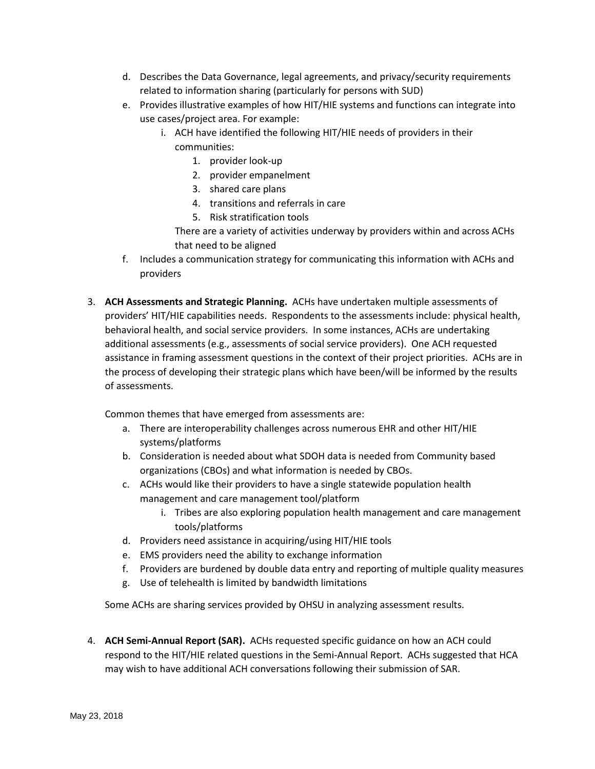d. Describes the Data Governance, legal agreements, and privacy/security requirements related to information sharing (particularly for persons with SUD)
   e. Provides illustrative examples of how HIT/HIE systems and functions can integrate into use cases/project area. For example:
      i. ACH have identified the following HIT/HIE needs of providers in their communities:
         1. provider look-up
         2. provider empanelment
         3. shared care plans
         4. transitions and referrals in care
         5. Risk stratification tools

         There are a variety of activities underway by providers within and across ACHs that need to be aligned
   f. Includes a communication strategy for communicating this information with ACHs and providers

3. **ACH Assessments and Strategic Planning.** ACHs have undertaken multiple assessments of providers' HIT/HIE capabilities needs. Respondents to the assessments include: physical health, behavioral health, and social service providers. In some instances, ACHs are undertaking additional assessments (e.g., assessments of social service providers). One ACH requested assistance in framing assessment questions in the context of their project priorities. ACHs are in the process of developing their strategic plans which have been/will be informed by the results of assessments.

   Common themes that have emerged from assessments are:
   a. There are interoperability challenges across numerous EHR and other HIT/HIE systems/platforms
   b. Consideration is needed about what SDOH data is needed from Community based organizations (CBOs) and what information is needed by CBOs.
   c. ACHs would like their providers to have a single statewide population health management and care management tool/platform
      i. Tribes are also exploring population health management and care management tools/platforms
   d. Providers need assistance in acquiring/using HIT/HIE tools
   e. EMS providers need the ability to exchange information
   f. Providers are burdened by double data entry and reporting of multiple quality measures
   g. Use of telehealth is limited by bandwidth limitations

   Some ACHs are sharing services provided by OHSU in analyzing assessment results.

4. **ACH Semi-Annual Report (SAR).** ACHs requested specific guidance on how an ACH could respond to the HIT/HIE related questions in the Semi-Annual Report. ACHs suggested that HCA may wish to have additional ACH conversations following their submission of SAR.

May 23, 2018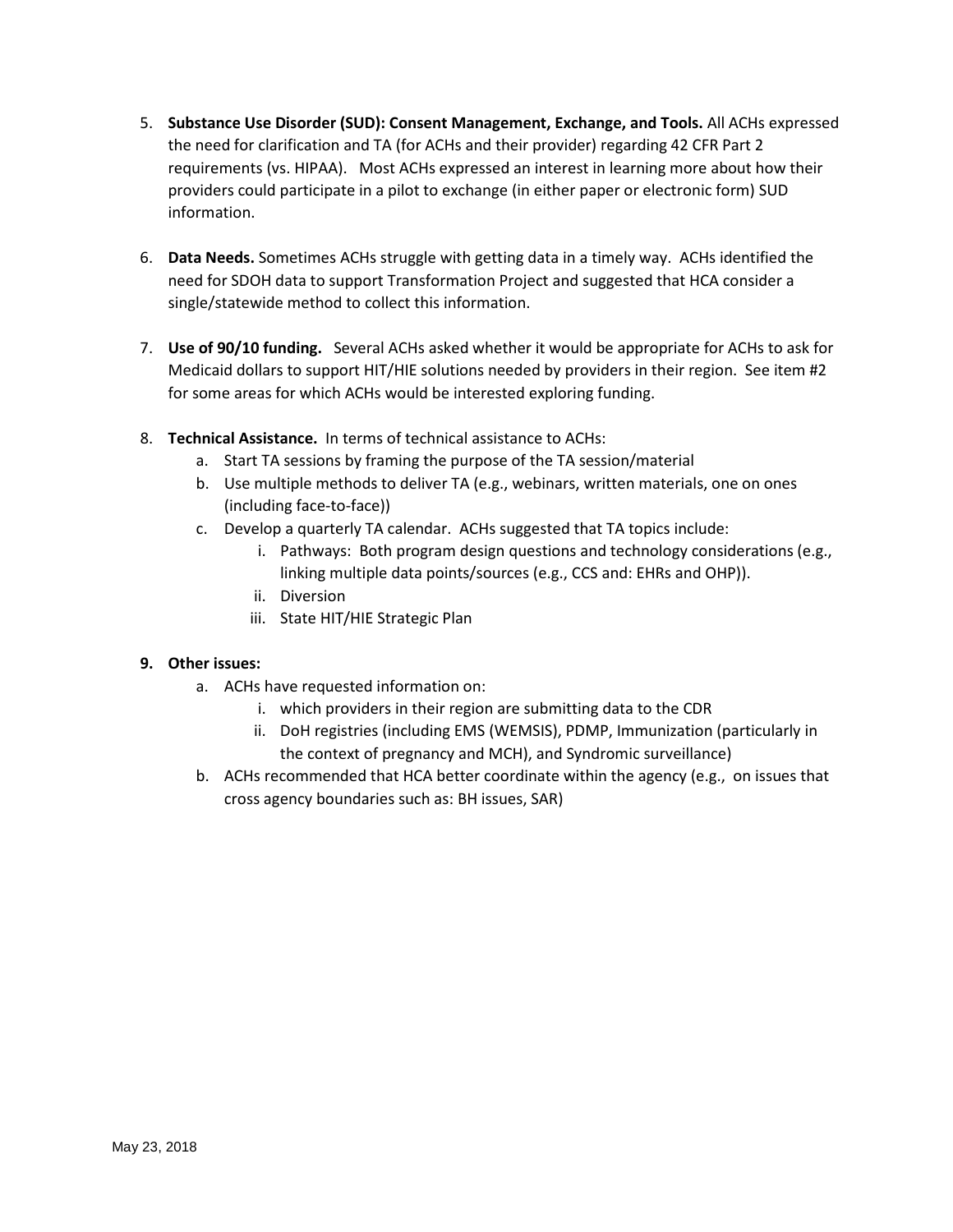5. **Substance Use Disorder (SUD): Consent Management, Exchange, and Tools.** All ACHs expressed the need for clarification and TA (for ACHs and their provider) regarding 42 CFR Part 2 requirements (vs. HIPAA). Most ACHs expressed an interest in learning more about how their providers could participate in a pilot to exchange (in either paper or electronic form) SUD information.

6. **Data Needs.** Sometimes ACHs struggle with getting data in a timely way. ACHs identified the need for SDOH data to support Transformation Project and suggested that HCA consider a single/statewide method to collect this information.

7. **Use of 90/10 funding.** Several ACHs asked whether it would be appropriate for ACHs to ask for Medicaid dollars to support HIT/HIE solutions needed by providers in their region. See item #2 for some areas for which ACHs would be interested exploring funding.

8. **Technical Assistance.** In terms of technical assistance to ACHs:
   a. Start TA sessions by framing the purpose of the TA session/material
   b. Use multiple methods to deliver TA (e.g., webinars, written materials, one on ones (including face-to-face))
   c. Develop a quarterly TA calendar. ACHs suggested that TA topics include:
      i. Pathways: Both program design questions and technology considerations (e.g., linking multiple data points/sources (e.g., CCS and: EHRs and OHP)).
      ii. Diversion
      iii. State HIT/HIE Strategic Plan

9. **Other issues:**
   a. ACHs have requested information on:
      i. which providers in their region are submitting data to the CDR
      ii. DoH registries (including EMS (WEMSIS), PDMP, Immunization (particularly in the context of pregnancy and MCH), and Syndromic surveillance)
   b. ACHs recommended that HCA better coordinate within the agency (e.g., on issues that cross agency boundaries such as: BH issues, SAR)

May 23, 2018